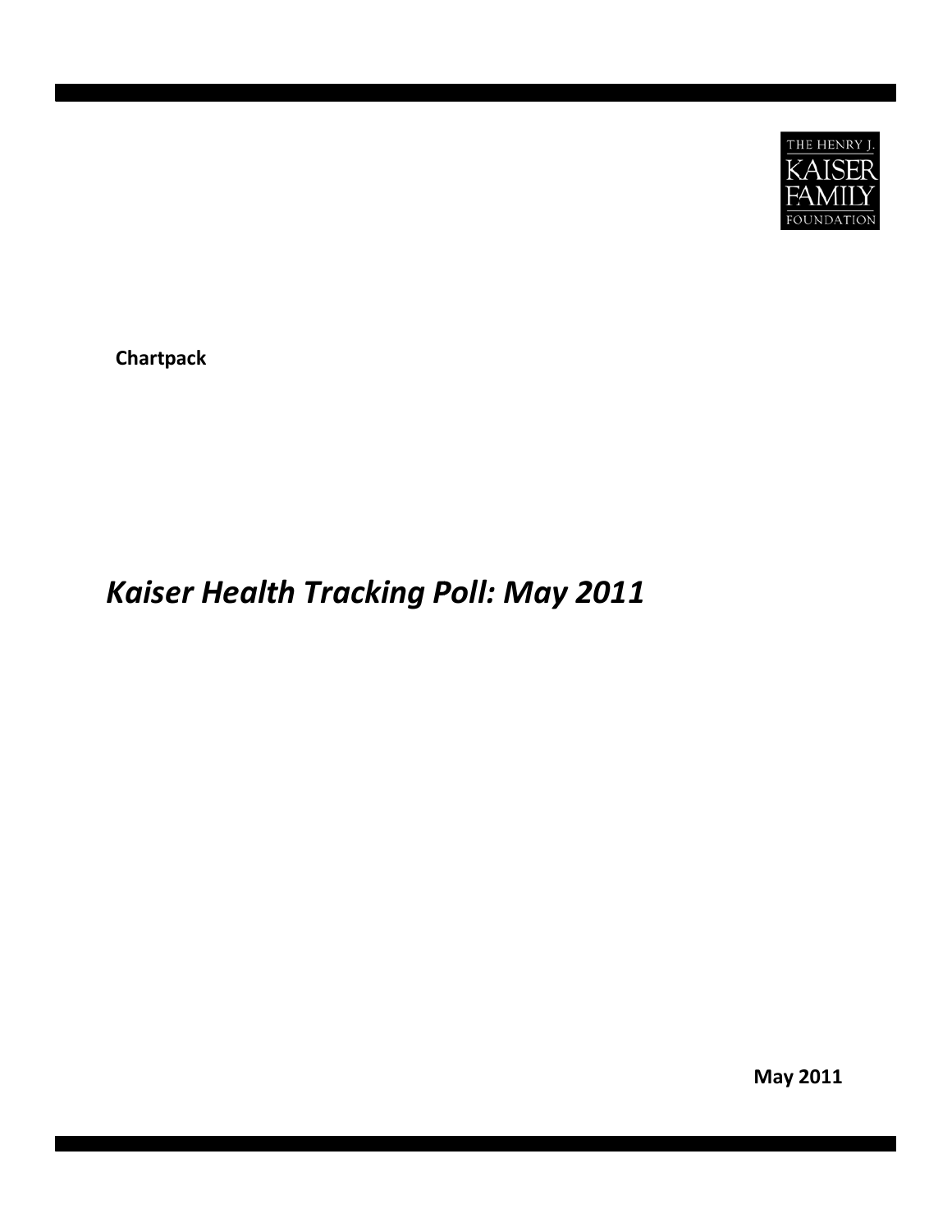THE HENRY J. KAISER FAMILY FOUNDATION

**Chartpack**

# *Kaiser Health Tracking Poll: May 2011*

**May 2011**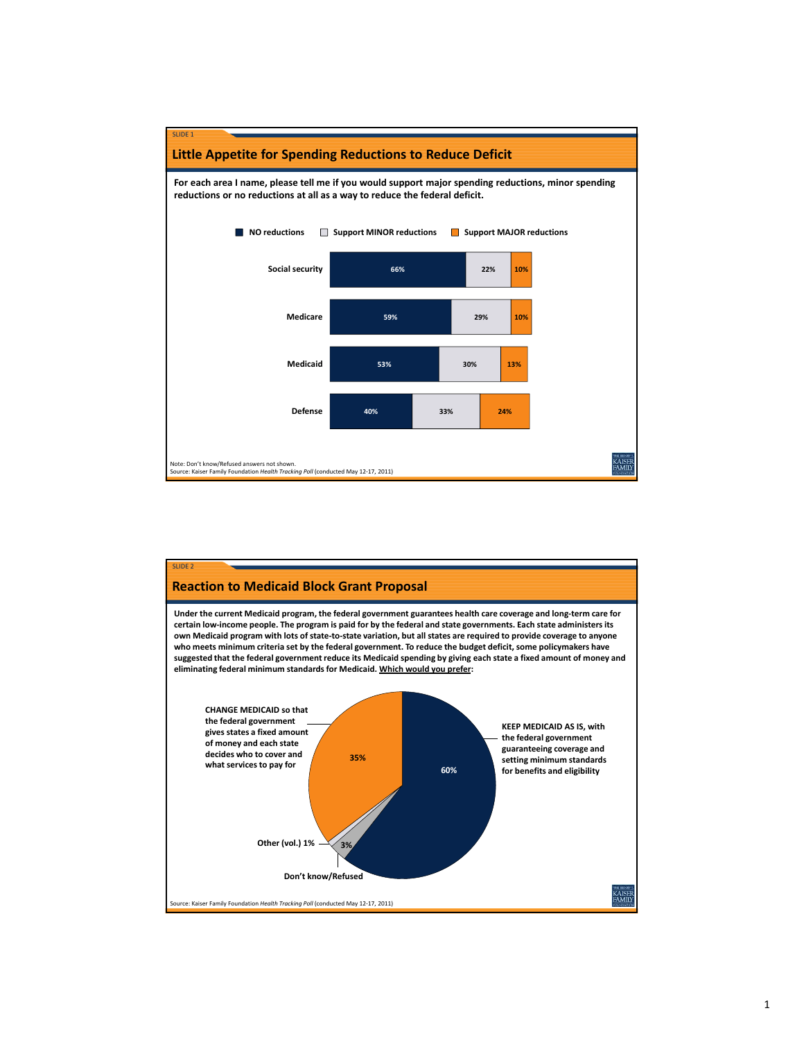SLIDE 1

## Little Appetite for Spending Reductions to Reduce Deficit

**For each area I name, please tell me if you would support major spending reductions, minor spending reductions or no reductions at all as a way to reduce the federal deficit.**

NO reductions
Support MINOR reductions
Support MAJOR reductions

Social security
66%
22%
10%

Medicare
59%
29%
10%

Medicaid
53%
30%
13%

Defense
40%
33%
24%

Note: Don't know/Refused answers not shown.
Source: Kaiser Family Foundation *Health Tracking Poll* (conducted May 12-17, 2011)

SLIDE 2

## Reaction to Medicaid Block Grant Proposal

**Under the current Medicaid program, the federal government guarantees health care coverage and long-term care for certain low-income people. The program is paid for by the federal and state governments. Each state administers its own Medicaid program with lots of state-to-state variation, but all states are required to provide coverage to anyone who meets minimum criteria set by the federal government. To reduce the budget deficit, some policymakers have suggested that the federal government reduce its Medicaid spending by giving each state a fixed amount of money and eliminating federal minimum standards for Medicaid. Which would you prefer:**

CHANGE MEDICAID so that the federal government gives states a fixed amount of money and each state decides who to cover and what services to pay for
35%

KEEP MEDICAID AS IS, with the federal government guaranteeing coverage and setting minimum standards for benefits and eligibility
60%

Other (vol.) 1%

Don't know/Refused
3%

Source: Kaiser Family Foundation *Health Tracking Poll* (conducted May 12-17, 2011)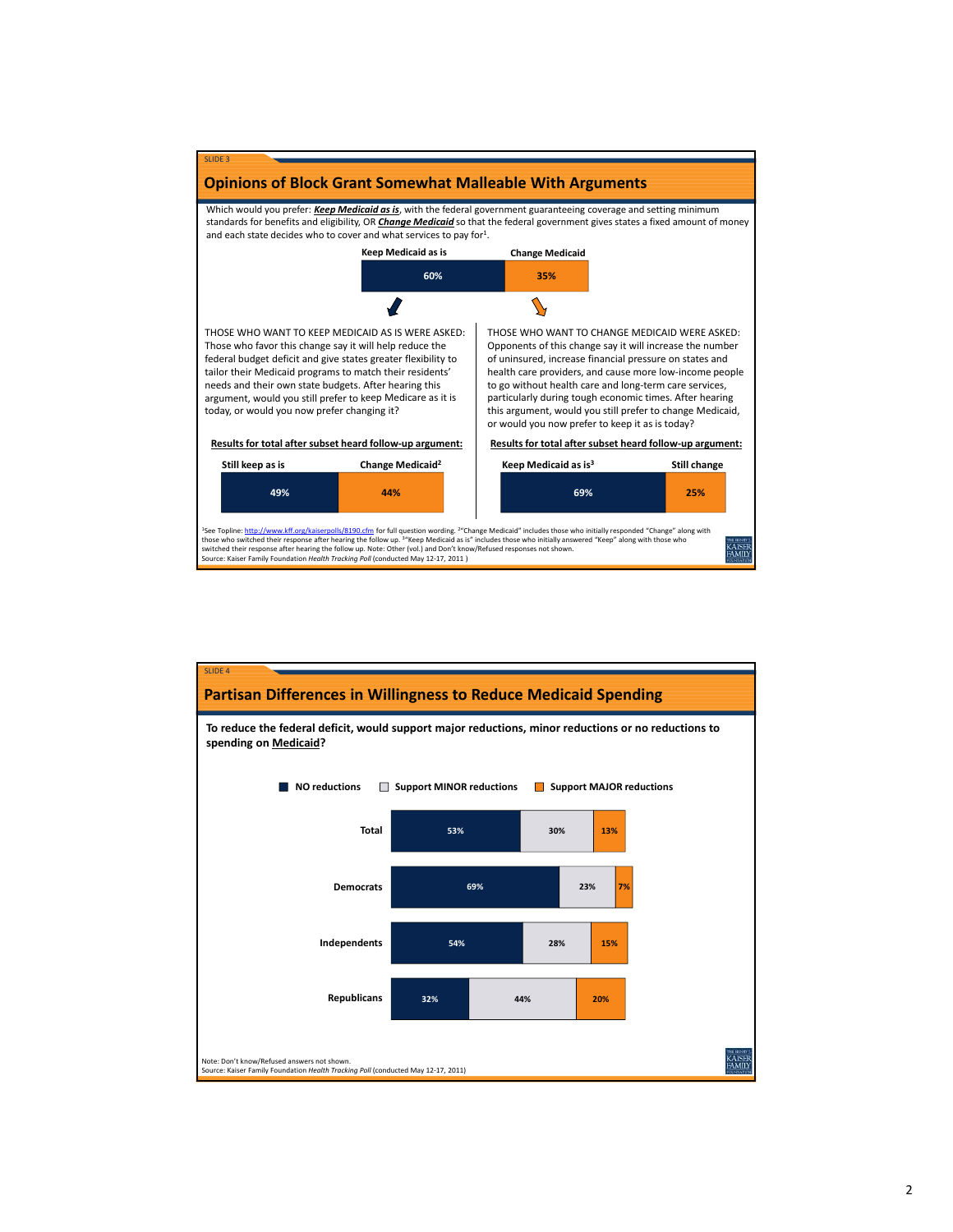SLIDE 3

## Opinions of Block Grant Somewhat Malleable With Arguments

Which would you prefer: ***Keep Medicaid as is***, with the federal government guaranteeing coverage and setting minimum standards for benefits and eligibility, OR ***Change Medicaid*** so that the federal government gives states a fixed amount of money and each state decides who to cover and what services to pay for[1].

Keep Medicaid as is
60%
Change Medicaid
35%

THOSE WHO WANT TO KEEP MEDICAID AS IS WERE ASKED: Those who favor this change say it will help reduce the federal budget deficit and give states greater flexibility to tailor their Medicaid programs to match their residents' needs and their own state budgets. After hearing this argument, would you still prefer to keep Medicare as it is today, or would you now prefer changing it?

**Results for total after subset heard follow-up argument:**

Still keep as is
49%
Change Medicaid[2]
44%

THOSE WHO WANT TO CHANGE MEDICAID WERE ASKED: Opponents of this change say it will increase the number of uninsured, increase financial pressure on states and health care providers, and cause more low-income people to go without health care and long-term care services, particularly during tough economic times. After hearing this argument, would you still prefer to change Medicaid, or would you now prefer to keep it as is today?

**Results for total after subset heard follow-up argument:**

Keep Medicaid as is[3]
69%
Still change
25%

[1]See Topline: http://www.kff.org/kaiserpolls/8190.cfm for full question wording. [2]"Change Medicaid" includes those who initially responded "Change" along with those who switched their response after hearing the follow up. [3]"Keep Medicaid as is" includes those who initially answered "Keep" along with those who switched their response after hearing the follow up. Note: Other (vol.) and Don't know/Refused responses not shown.
Source: Kaiser Family Foundation *Health Tracking Poll* (conducted May 12-17, 2011 )

SLIDE 4

## Partisan Differences in Willingness to Reduce Medicaid Spending

**To reduce the federal deficit, would support major reductions, minor reductions or no reductions to spending on Medicaid?**

NO reductions
Support MINOR reductions
Support MAJOR reductions

Total
53%
30%
13%

Democrats
69%
23%
7%

Independents
54%
28%
15%

Republicans
32%
44%
20%

Note: Don't know/Refused answers not shown.
Source: Kaiser Family Foundation *Health Tracking Poll* (conducted May 12-17, 2011)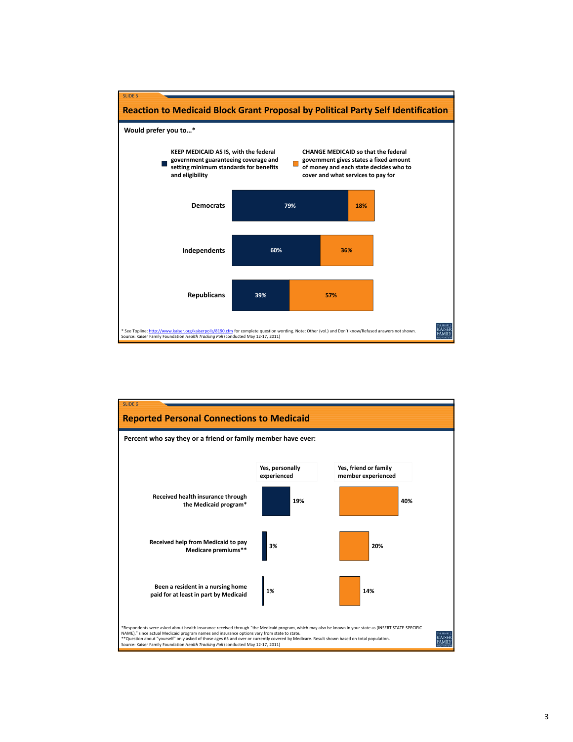SLIDE 5

## Reaction to Medicaid Block Grant Proposal by Political Party Self Identification

**Would prefer you to…***

KEEP MEDICAID AS IS, with the federal government guaranteeing coverage and setting minimum standards for benefits and eligibility

CHANGE MEDICAID so that the federal government gives states a fixed amount of money and each state decides who to cover and what services to pay for

Democrats
79%
18%

Independents
60%
36%

Republicans
39%
57%

\* See Topline: http://www.kaiser.org/kaiserpolls/8190.cfm for complete question wording. Note: Other (vol.) and Don't know/Refused answers not shown.
Source: Kaiser Family Foundation *Health Tracking Poll* (conducted May 12-17, 2011)

SLIDE 6

## Reported Personal Connections to Medicaid

**Percent who say they or a friend or family member have ever:**

Yes, personally experienced

Yes, friend or family member experienced

Received health insurance through the Medicaid program*
19%
40%

Received help from Medicaid to pay Medicare premiums**
3%
20%

Been a resident in a nursing home paid for at least in part by Medicaid
1%
14%

*Respondents were asked about health insurance received through "the Medicaid program, which may also be known in your state as (INSERT STATE-SPECIFIC NAME)," since actual Medicaid program names and insurance options vary from state to state.
**Question about "yourself" only asked of those ages 65 and over or currently covered by Medicare. Result shown based on total population.
Source: Kaiser Family Foundation *Health Tracking Poll* (conducted May 12-17, 2011)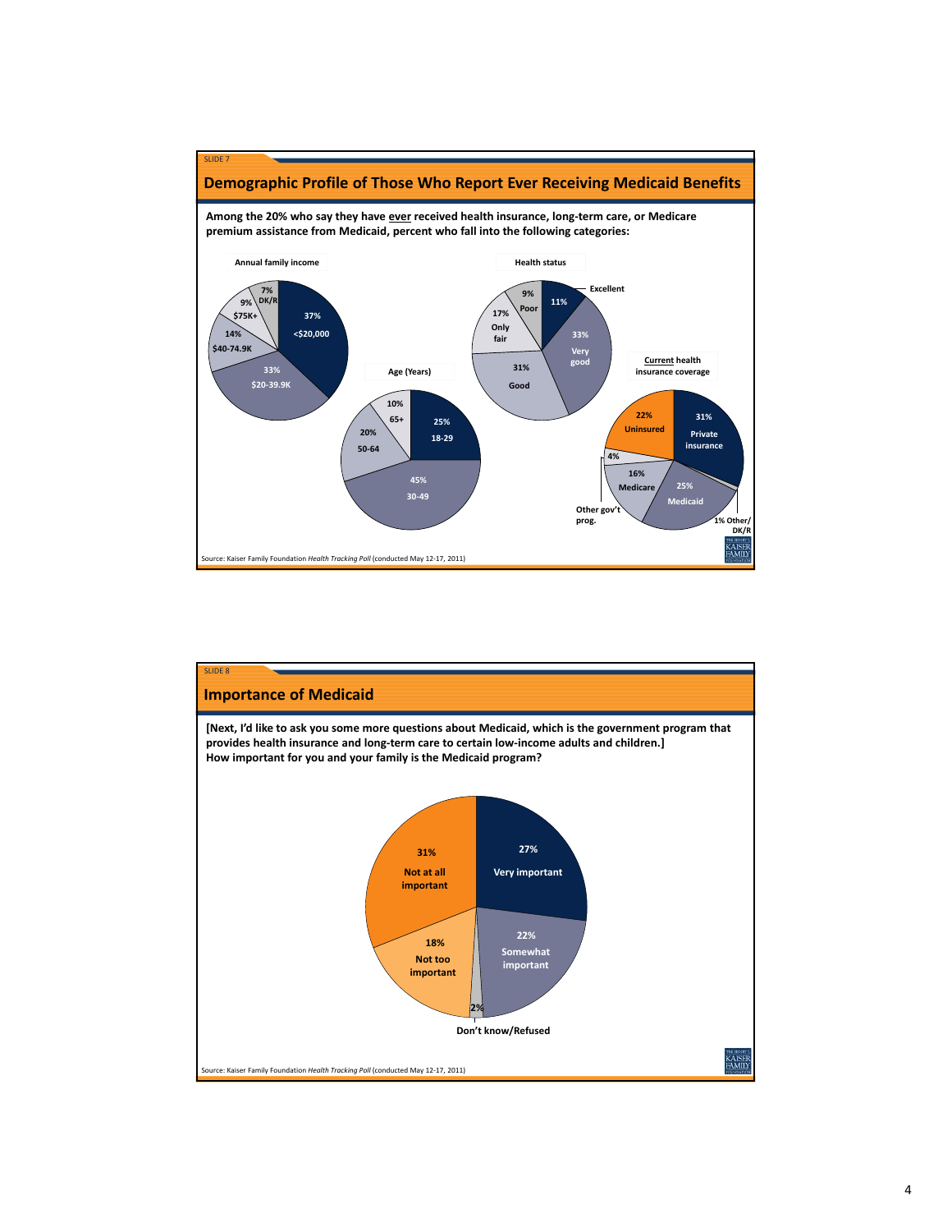SLIDE 7

## Demographic Profile of Those Who Report Ever Receiving Medicaid Benefits

**Among the 20% who say they have ever received health insurance, long-term care, or Medicare premium assistance from Medicaid, percent who fall into the following categories:**

**Annual family income**

37% <$20,000
33% $20-39.9K
14% $40-74.9K
9% $75K+
7% DK/R

**Age (Years)**

25% 18-29
45% 30-49
20% 50-64
10% 65+

**Health status**

11% Excellent
33% Very good
31% Good
17% Only fair
9% Poor

**Current health insurance coverage**

31% Private insurance
25% Medicaid
16% Medicare
4% Other gov't prog.
22% Uninsured
1% Other/DK/R

Source: Kaiser Family Foundation *Health Tracking Poll* (conducted May 12-17, 2011)

SLIDE 8

## Importance of Medicaid

**[Next, I'd like to ask you some more questions about Medicaid, which is the government program that provides health insurance and long-term care to certain low-income adults and children.]**
**How important for you and your family is the Medicaid program?**

27% Very important
22% Somewhat important
2% Don't know/Refused
18% Not too important
31% Not at all important

Source: Kaiser Family Foundation *Health Tracking Poll* (conducted May 12-17, 2011)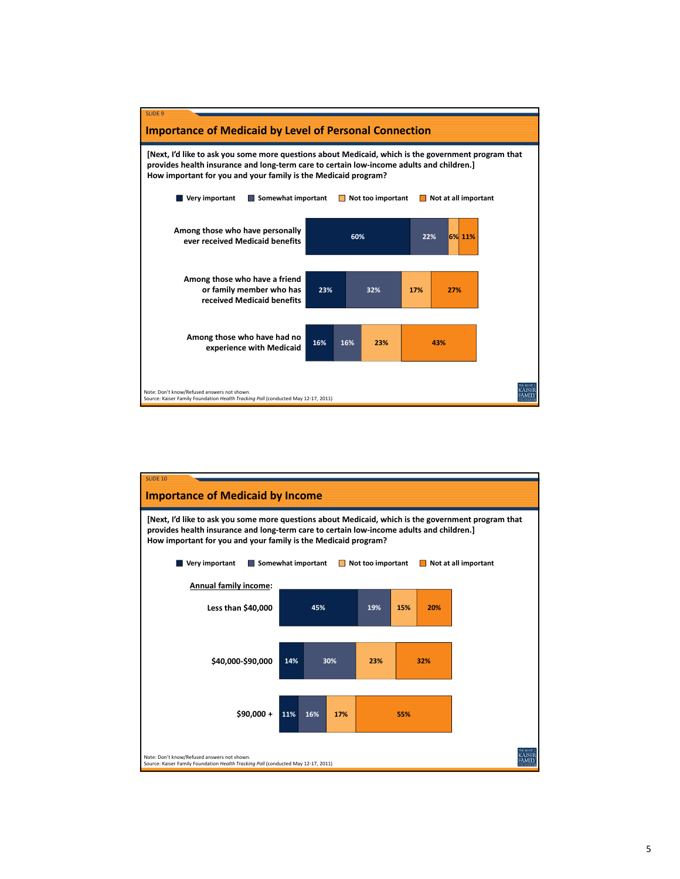SLIDE 9

## Importance of Medicaid by Level of Personal Connection

**[Next, I'd like to ask you some more questions about Medicaid, which is the government program that provides health insurance and long-term care to certain low-income adults and children.] How important for you and your family is the Medicaid program?**

Very important
Somewhat important
Not too important
Not at all important

Among those who have personally ever received Medicaid benefits
60%
22%
6%
11%

Among those who have a friend or family member who has received Medicaid benefits
23%
32%
17%
27%

Among those who have had no experience with Medicaid
16%
16%
23%
43%

Note: Don't know/Refused answers not shown.
Source: Kaiser Family Foundation *Health Tracking Poll* (conducted May 12-17, 2011)

SLIDE 10

## Importance of Medicaid by Income

**[Next, I'd like to ask you some more questions about Medicaid, which is the government program that provides health insurance and long-term care to certain low-income adults and children.] How important for you and your family is the Medicaid program?**

Very important
Somewhat important
Not too important
Not at all important

Annual family income:

Less than $40,000
45%
19%
15%
20%

$40,000-$90,000
14%
30%
23%
32%

$90,000 +
11%
16%
17%
55%

Note: Don't know/Refused answers not shown.
Source: Kaiser Family Foundation *Health Tracking Poll* (conducted May 12-17, 2011)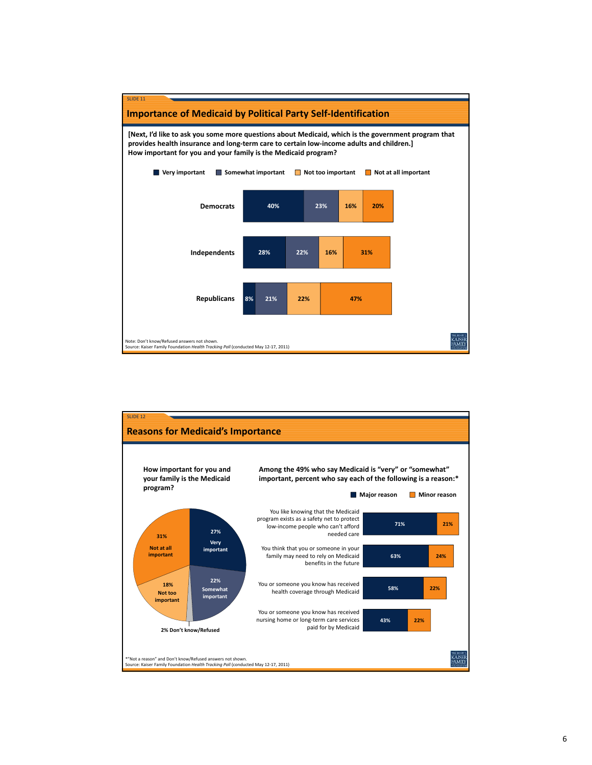SLIDE 11

## Importance of Medicaid by Political Party Self-Identification

**[Next, I'd like to ask you some more questions about Medicaid, which is the government program that provides health insurance and long-term care to certain low-income adults and children.]**
**How important for you and your family is the Medicaid program?**

Very important
Somewhat important
Not too important
Not at all important

Democrats
40%
23%
16%
20%

Independents
28%
22%
16%
31%

Republicans
8%
21%
22%
47%

Note: Don't know/Refused answers not shown.
Source: Kaiser Family Foundation *Health Tracking Poll* (conducted May 12-17, 2011)

SLIDE 12

## Reasons for Medicaid's Importance

**How important for you and your family is the Medicaid program?**

27% Very important
22% Somewhat important
18% Not too important
31% Not at all important
2% Don't know/Refused

**Among the 49% who say Medicaid is "very" or "somewhat" important, percent who say each of the following is a reason:***

Major reason
Minor reason

You like knowing that the Medicaid program exists as a safety net to protect low-income people who can't afford needed care
71%
21%

You think that you or someone in your family may need to rely on Medicaid benefits in the future
63%
24%

You or someone you know has received health coverage through Medicaid
58%
22%

You or someone you know has received nursing home or long-term care services paid for by Medicaid
43%
22%

*"Not a reason" and Don't know/Refused answers not shown.
Source: Kaiser Family Foundation *Health Tracking Poll* (conducted May 12-17, 2011)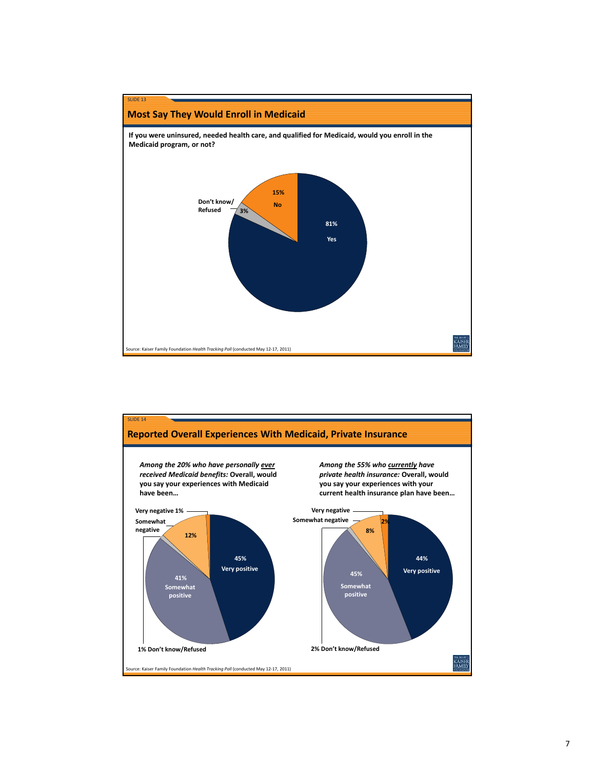SLIDE 13

## Most Say They Would Enroll in Medicaid

**If you were uninsured, needed health care, and qualified for Medicaid, would you enroll in the Medicaid program, or not?**

81%
Yes

15%
No

Don't know/
Refused
3%

Source: Kaiser Family Foundation *Health Tracking Poll* (conducted May 12-17, 2011)

SLIDE 14

## Reported Overall Experiences With Medicaid, Private Insurance

***Among the 20% who have personally ever received Medicaid benefits:*** **Overall, would you say your experiences with Medicaid have been…**

Very negative 1%
Somewhat negative
12%
45%
Very positive
41%
Somewhat positive
1% Don't know/Refused

***Among the 55% who currently have private health insurance:*** **Overall, would you say your experiences with your current health insurance plan have been…**

Very negative
Somewhat negative
2%
8%
44%
Very positive
45%
Somewhat positive
2% Don't know/Refused

Source: Kaiser Family Foundation *Health Tracking Poll* (conducted May 12-17, 2011)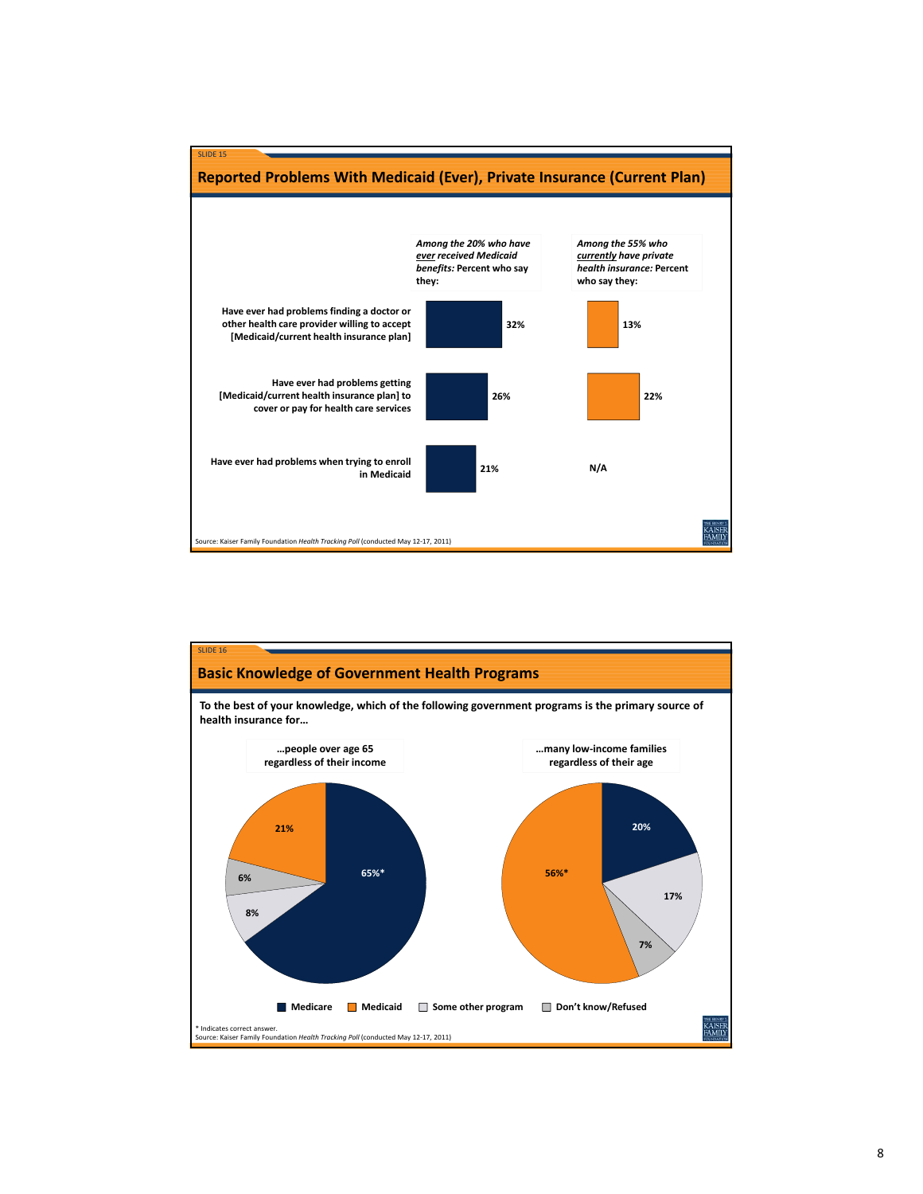SLIDE 15

## Reported Problems With Medicaid (Ever), Private Insurance (Current Plan)

*Among the 20% who have* ***ever*** *received Medicaid benefits:* **Percent who say they:**

*Among the 55% who* ***currently*** *have private health insurance:* **Percent who say they:**

**Have ever had problems finding a doctor or other health care provider willing to accept [Medicaid/current health insurance plan]**

32%

13%

**Have ever had problems getting [Medicaid/current health insurance plan] to cover or pay for health care services**

26%

22%

**Have ever had problems when trying to enroll in Medicaid**

21%

N/A

Source: Kaiser Family Foundation *Health Tracking Poll* (conducted May 12-17, 2011)

SLIDE 16

## Basic Knowledge of Government Health Programs

**To the best of your knowledge, which of the following government programs is the primary source of health insurance for…**

**…people over age 65 regardless of their income**

65%*

21%

6%

8%

**…many low-income families regardless of their age**

56%*

20%

17%

7%

Medicare

Medicaid

Some other program

Don't know/Refused

\* Indicates correct answer.

Source: Kaiser Family Foundation *Health Tracking Poll* (conducted May 12-17, 2011)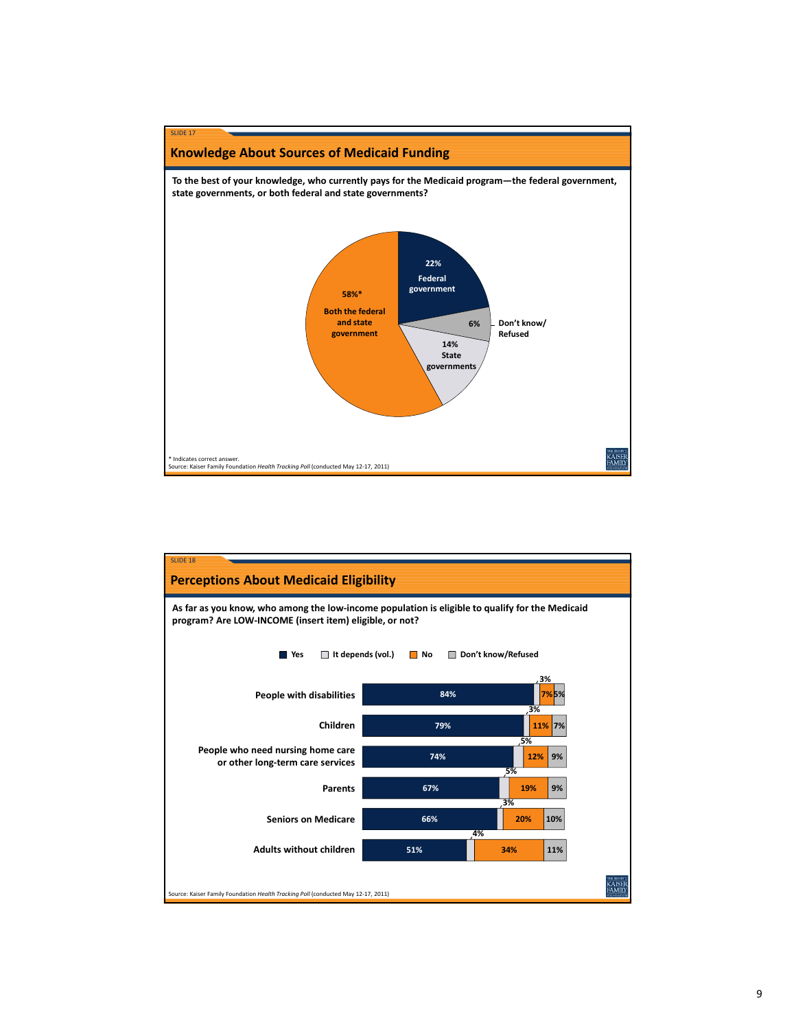SLIDE 17

## Knowledge About Sources of Medicaid Funding

**To the best of your knowledge, who currently pays for the Medicaid program—the federal government, state governments, or both federal and state governments?**

22%
Federal government

6%
Don't know/ Refused

14%
State governments

58%*
Both the federal and state government

* Indicates correct answer.
Source: Kaiser Family Foundation *Health Tracking Poll* (conducted May 12-17, 2011)

SLIDE 18

## Perceptions About Medicaid Eligibility

**As far as you know, who among the low-income population is eligible to qualify for the Medicaid program? Are LOW-INCOME (insert item) eligible, or not?**

Yes
It depends (vol.)
No
Don't know/Refused

People with disabilities
84%
3%
7%
5%

Children
79%
3%
11%
7%

People who need nursing home care or other long-term care services
74%
5%
12%
9%

Parents
67%
5%
19%
9%

Seniors on Medicare
66%
3%
20%
10%

Adults without children
51%
4%
34%
11%

Source: Kaiser Family Foundation *Health Tracking Poll* (conducted May 12-17, 2011)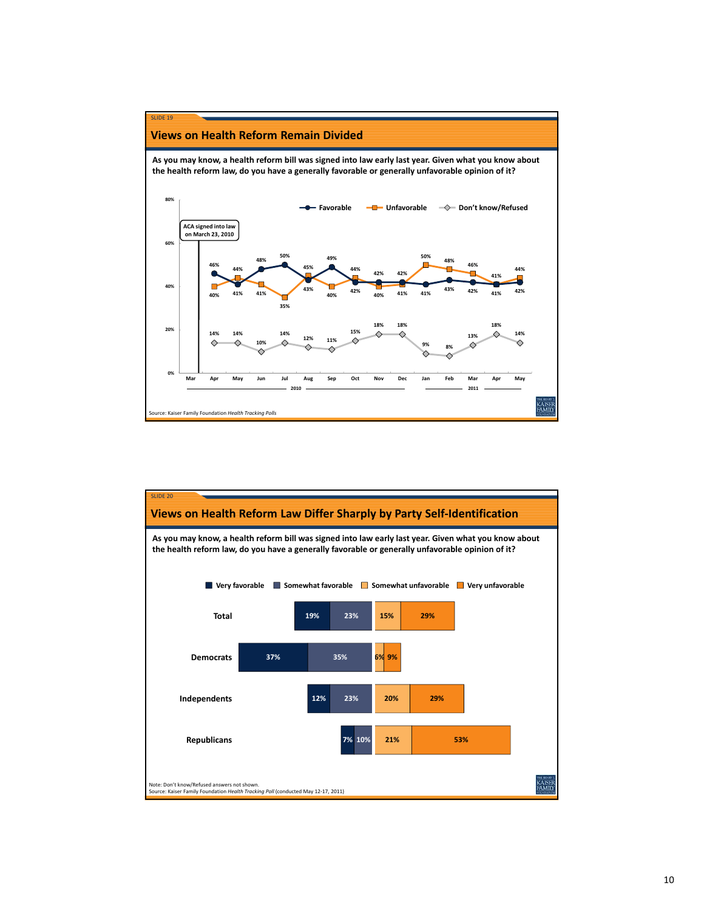SLIDE 19

## Views on Health Reform Remain Divided

**As you may know, a health reform bill was signed into law early last year. Given what you know about the health reform law, do you have a generally favorable or generally unfavorable opinion of it?**

Favorable — Unfavorable — Don't know/Refused

ACA signed into law on March 23, 2010

80%
60%
40%
20%
0%

Favorable: 46% 41% 48% 50% 43% 49% 42% 42% 42% 41% 43% 42% 41% 42%

Unfavorable: 40% 44% 41% 35% 45% 40% 44% 40% 41% 50% 48% 46% 41% 44%

Don't know/Refused: 14% 14% 10% 14% 12% 11% 15% 18% 18% 9% 8% 13% 18% 14%

Mar Apr May Jun Jul Aug Sep Oct Nov Dec Jan Feb Mar Apr May

2010 2011

Source: Kaiser Family Foundation *Health Tracking Polls*

SLIDE 20

## Views on Health Reform Law Differ Sharply by Party Self-Identification

**As you may know, a health reform bill was signed into law early last year. Given what you know about the health reform law, do you have a generally favorable or generally unfavorable opinion of it?**

Very favorable — Somewhat favorable — Somewhat unfavorable — Very unfavorable

Total: 19% 23% 15% 29%

Democrats: 37% 35% 6% 9%

Independents: 12% 23% 20% 29%

Republicans: 7% 10% 21% 53%

Note: Don't know/Refused answers not shown.
Source: Kaiser Family Foundation *Health Tracking Poll* (conducted May 12-17, 2011)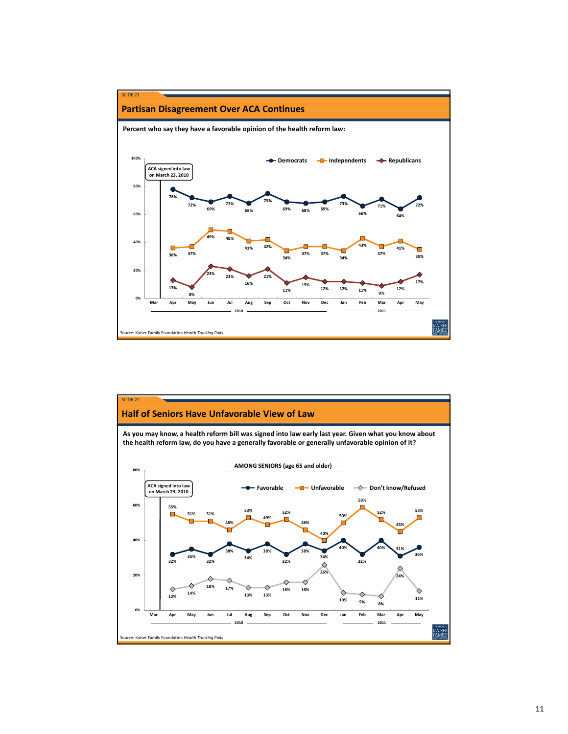SLIDE 21

## Partisan Disagreement Over ACA Continues

**Percent who say they have a favorable opinion of the health reform law:**

100%
80%
60%
40%
20%
0%

ACA signed into law on March 23, 2010

Democrats
Independents
Republicans

78% 72% 69% 73% 68% 75% 69% 68% 69% 73% 66% 71% 64% 72%

36% 37% 49% 48% 41% 42% 34% 37% 37% 34% 43% 37% 41% 35%

13% 8% 23% 21% 16% 21% 11% 15% 12% 12% 11% 9% 12% 17%

Mar Apr May Jun Jul Aug Sep Oct Nov Dec Jan Feb Mar Apr May

2010 2011

Source: Kaiser Family Foundation *Health Tracking Polls*

SLIDE 22

## Half of Seniors Have Unfavorable View of Law

**As you may know, a health reform bill was signed into law early last year. Given what you know about the health reform law, do you have a generally favorable or generally unfavorable opinion of it?**

AMONG SENIORS (age 65 and older)

80%
60%
40%
20%
0%

ACA signed into law on March 23, 2010

Favorable
Unfavorable
Don't know/Refused

55% 51% 51% 46% 53% 49% 52% 46% 40% 50% 59% 52% 45% 53%

32% 35% 32% 38% 34% 38% 32% 38% 34% 40% 32% 40% 31% 36%

12% 14% 18% 17% 13% 13% 16% 16% 26% 10% 9% 8% 24% 11%

Mar Apr May Jun Jul Aug Sep Oct Nov Dec Jan Feb Mar Apr May

2010 2011

Source: Kaiser Family Foundation *Health Tracking Polls*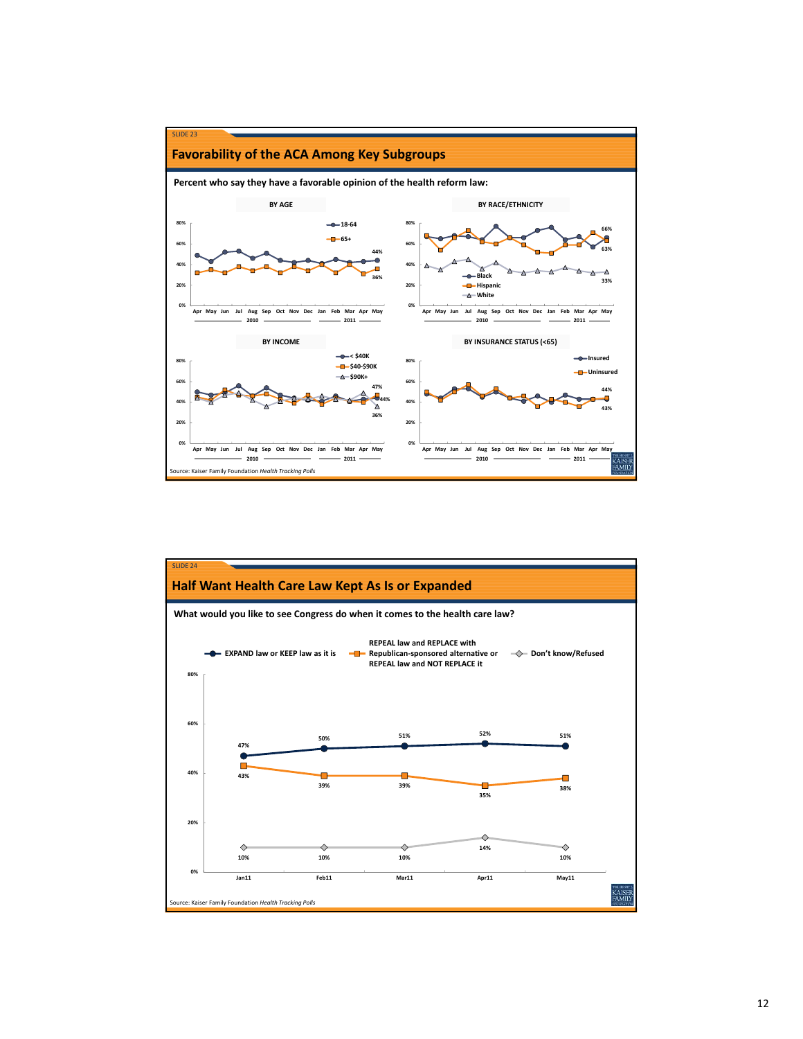SLIDE 23

## Favorability of the ACA Among Key Subgroups

**Percent who say they have a favorable opinion of the health reform law:**

BY AGE

80%
60%
40%
20%
0%

18-64
65+

44%
36%

Apr May Jun Jul Aug Sep Oct Nov Dec Jan Feb Mar Apr May
2010 2011

BY RACE/ETHNICITY

80%
60%
40%
20%
0%

Black
Hispanic
White

66%
63%
33%

Apr May Jun Jul Aug Sep Oct Nov Dec Jan Feb Mar Apr May
2010 2011

BY INCOME

80%
60%
40%
20%
0%

< $40K
$40-$90K
$90K+

47%
44%
36%

Apr May Jun Jul Aug Sep Oct Nov Dec Jan Feb Mar Apr May
2010 2011

BY INSURANCE STATUS (<65)

80%
60%
40%
20%
0%

Insured
Uninsured

44%
43%

Apr May Jun Jul Aug Sep Oct Nov Dec Jan Feb Mar Apr May
2010 2011

Source: Kaiser Family Foundation *Health Tracking Polls*

SLIDE 24

## Half Want Health Care Law Kept As Is or Expanded

**What would you like to see Congress do when it comes to the health care law?**

EXPAND law or KEEP law as it is
REPEAL law and REPLACE with Republican-sponsored alternative or REPEAL law and NOT REPLACE it
Don't know/Refused

80%
60%
40%
20%
0%

47% 50% 51% 52% 51%
43% 39% 39% 35% 38%
10% 10% 10% 14% 10%

Jan11 Feb11 Mar11 Apr11 May11

Source: Kaiser Family Foundation *Health Tracking Polls*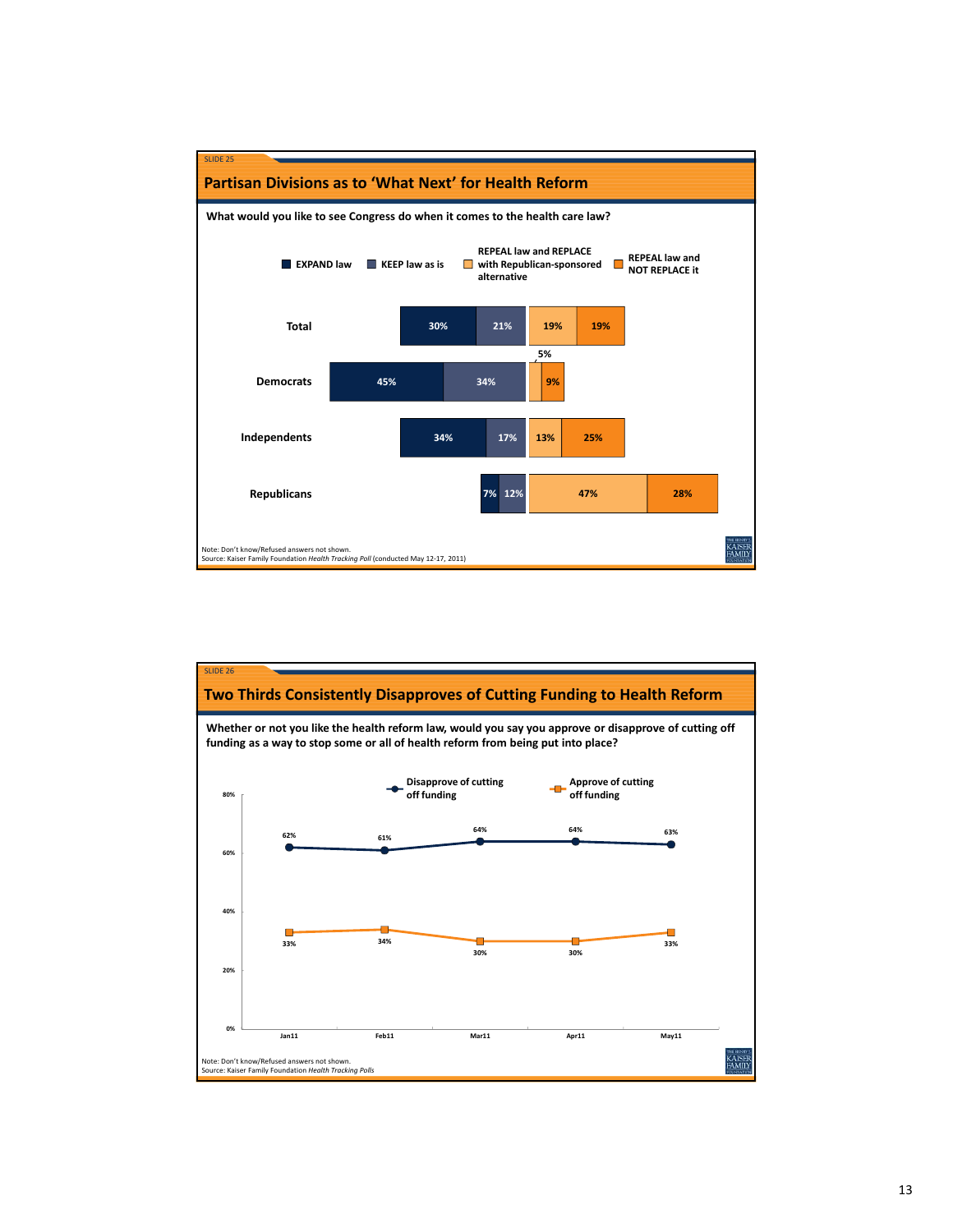SLIDE 25

## Partisan Divisions as to 'What Next' for Health Reform

**What would you like to see Congress do when it comes to the health care law?**

EXPAND law

KEEP law as is

REPEAL law and REPLACE with Republican-sponsored alternative

REPEAL law and NOT REPLACE it

Total
30%
21%
19%
19%

Democrats
45%
34%
5%
9%

Independents
34%
17%
13%
25%

Republicans
7%
12%
47%
28%

Note: Don't know/Refused answers not shown.
Source: Kaiser Family Foundation *Health Tracking Poll* (conducted May 12-17, 2011)

SLIDE 26

## Two Thirds Consistently Disapproves of Cutting Funding to Health Reform

**Whether or not you like the health reform law, would you say you approve or disapprove of cutting off funding as a way to stop some or all of health reform from being put into place?**

Disapprove of cutting off funding

Approve of cutting off funding

80%
60%
40%
20%
0%

Jan11
Feb11
Mar11
Apr11
May11

62%
61%
64%
64%
63%

33%
34%
30%
30%
33%

Note: Don't know/Refused answers not shown.
Source: Kaiser Family Foundation *Health Tracking Polls*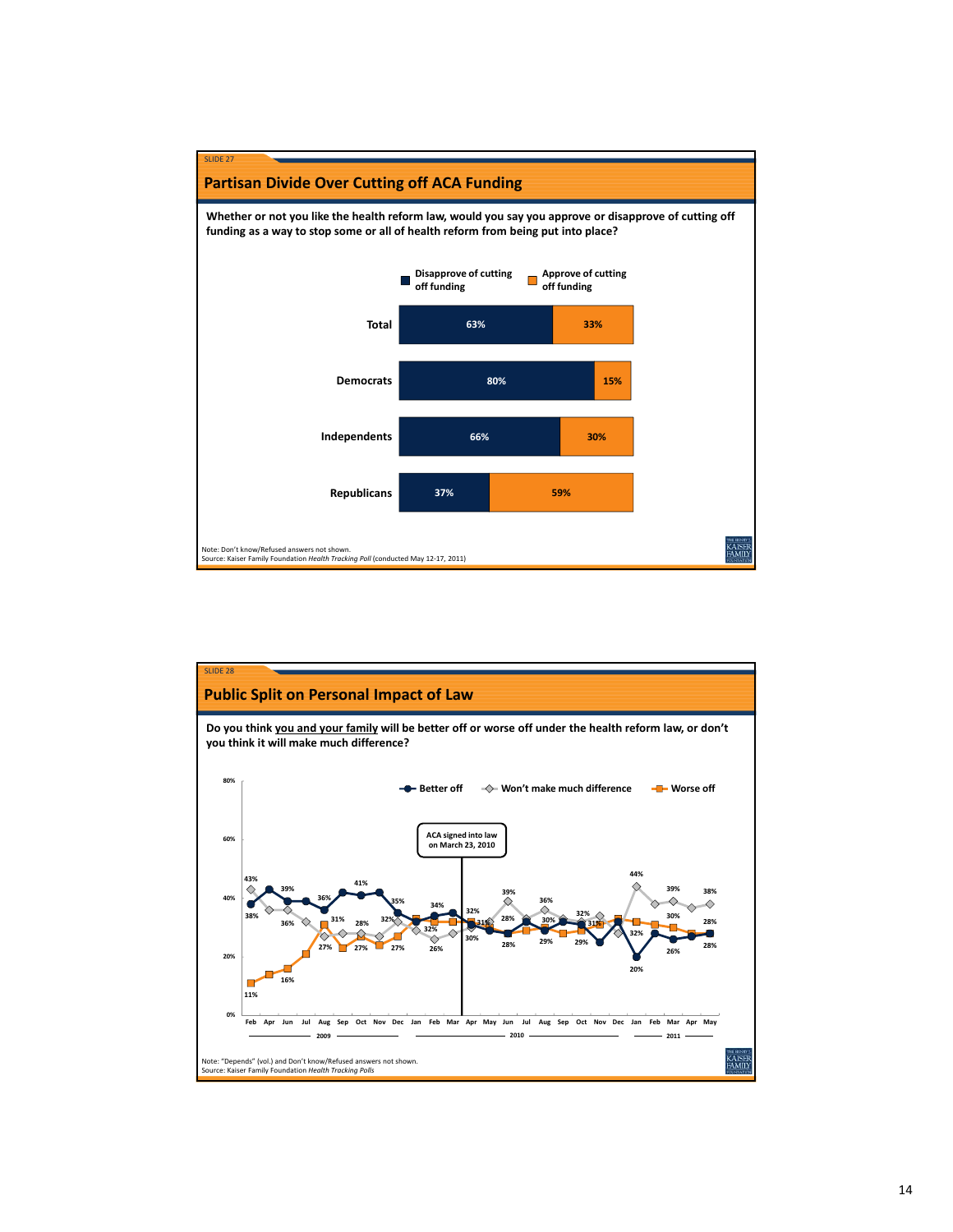SLIDE 27

## Partisan Divide Over Cutting off ACA Funding

**Whether or not you like the health reform law, would you say you approve or disapprove of cutting off funding as a way to stop some or all of health reform from being put into place?**

Disapprove of cutting off funding
Approve of cutting off funding

Total
63%
33%

Democrats
80%
15%

Independents
66%
30%

Republicans
37%
59%

Note: Don't know/Refused answers not shown.
Source: Kaiser Family Foundation *Health Tracking Poll* (conducted May 12-17, 2011)

SLIDE 28

## Public Split on Personal Impact of Law

**Do you think you and your family will be better off or worse off under the health reform law, or don't you think it will make much difference?**

Better off
Won't make much difference
Worse off

ACA signed into law on March 23, 2010

80%
60%
40%
20%
0%

43%
38%
11%
39%
36%
16%
36%
31%
27%
41%
28%
27%
35%
32%
27%
34%
32%
26%
32%
31%
30%
39%
28%
28%
36%
30%
29%
32%
31%
29%
44%
32%
20%
39%
30%
26%
38%
28%
28%

Feb Apr Jun Jul Aug Sep Oct Nov Dec Jan Feb Mar Apr May Jun Jul Aug Sep Oct Nov Dec Jan Feb Mar Apr May

2009
2010
2011

Note: "Depends" (vol.) and Don't know/Refused answers not shown.
Source: Kaiser Family Foundation *Health Tracking Polls*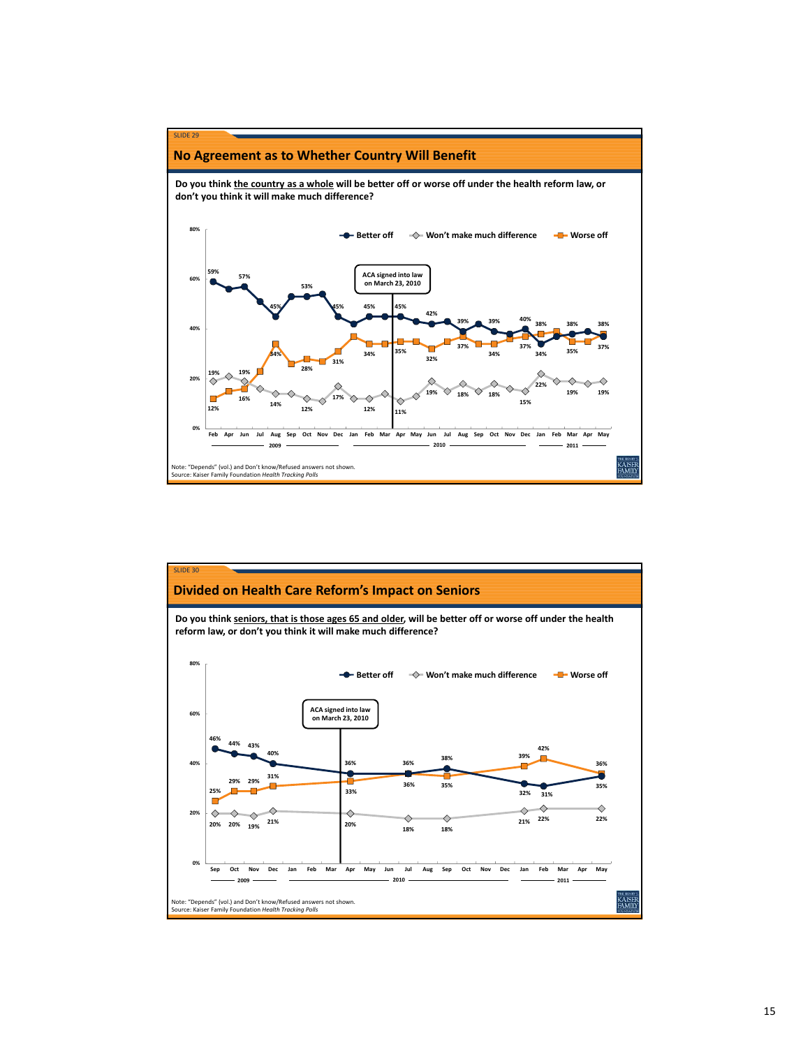SLIDE 29

## No Agreement as to Whether Country Will Benefit

**Do you think the country as a whole will be better off or worse off under the health reform law, or don't you think it will make much difference?**

Better off | Won't make much difference | Worse off

ACA signed into law on March 23, 2010

Note: "Depends" (vol.) and Don't know/Refused answers not shown.
Source: Kaiser Family Foundation *Health Tracking Polls*

SLIDE 30

## Divided on Health Care Reform's Impact on Seniors

**Do you think seniors, that is those ages 65 and older, will be better off or worse off under the health reform law, or don't you think it will make much difference?**

Better off | Won't make much difference | Worse off

ACA signed into law on March 23, 2010

Note: "Depends" (vol.) and Don't know/Refused answers not shown.
Source: Kaiser Family Foundation *Health Tracking Polls*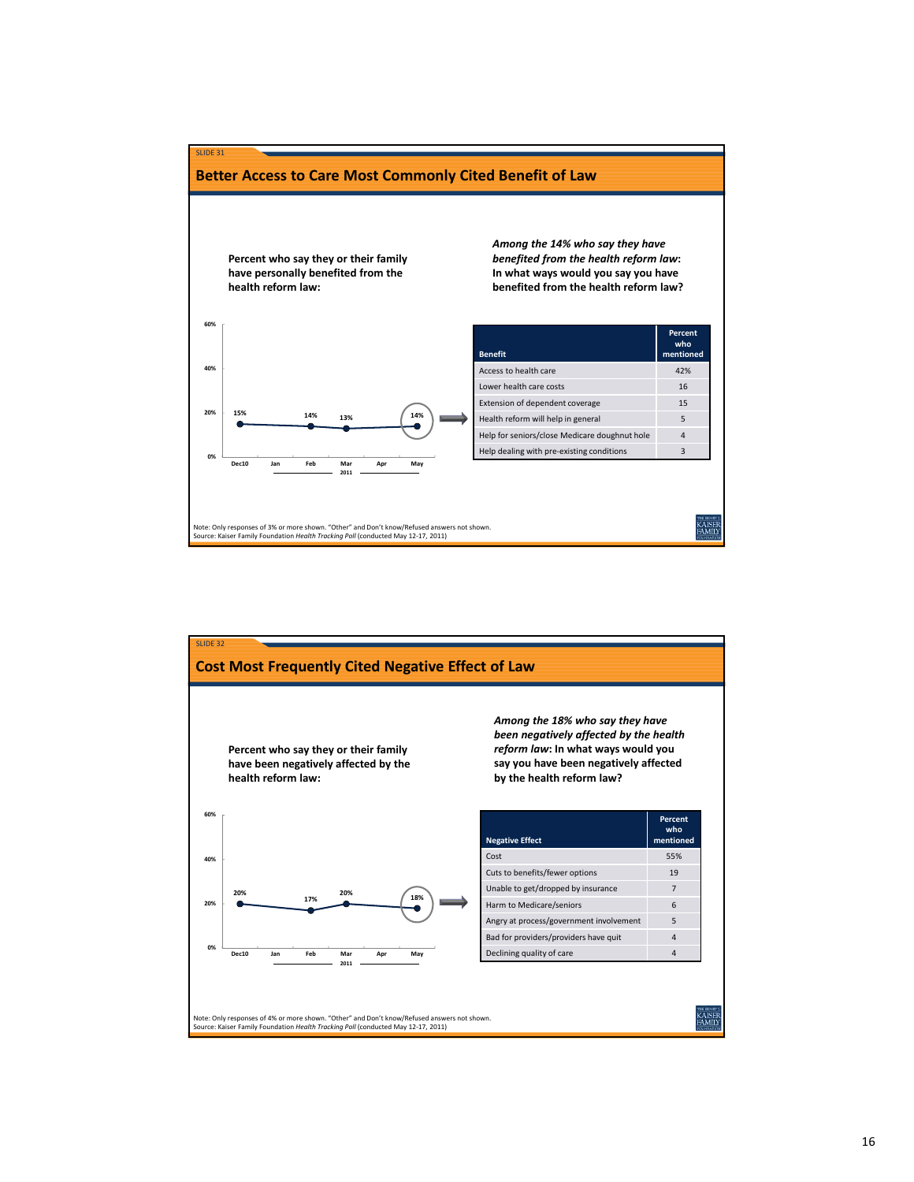SLIDE 31

## Better Access to Care Most Commonly Cited Benefit of Law

**Percent who say they or their family have personally benefited from the health reform law:**

60%
40%
20%
0%
15%
14%
13%
14%
Dec10
Jan
Feb
Mar
Apr
May
2011

***Among the 14% who say they have benefited from the health reform law*: In what ways would you say you have benefited from the health reform law?**

| Benefit | Percent who mentioned |
|---|---|
| Access to health care | 42% |
| Lower health care costs | 16 |
| Extension of dependent coverage | 15 |
| Health reform will help in general | 5 |
| Help for seniors/close Medicare doughnut hole | 4 |
| Help dealing with pre-existing conditions | 3 |

Note: Only responses of 3% or more shown. "Other" and Don't know/Refused answers not shown.
Source: Kaiser Family Foundation *Health Tracking Poll* (conducted May 12-17, 2011)

SLIDE 32

## Cost Most Frequently Cited Negative Effect of Law

**Percent who say they or their family have been negatively affected by the health reform law:**

60%
40%
20%
0%
20%
17%
20%
18%
Dec10
Jan
Feb
Mar
Apr
May
2011

***Among the 18% who say they have been negatively affected by the health reform law*: In what ways would you say you have been negatively affected by the health reform law?**

| Negative Effect | Percent who mentioned |
|---|---|
| Cost | 55% |
| Cuts to benefits/fewer options | 19 |
| Unable to get/dropped by insurance | 7 |
| Harm to Medicare/seniors | 6 |
| Angry at process/government involvement | 5 |
| Bad for providers/providers have quit | 4 |
| Declining quality of care | 4 |

Note: Only responses of 4% or more shown. "Other" and Don't know/Refused answers not shown.
Source: Kaiser Family Foundation *Health Tracking Poll* (conducted May 12-17, 2011)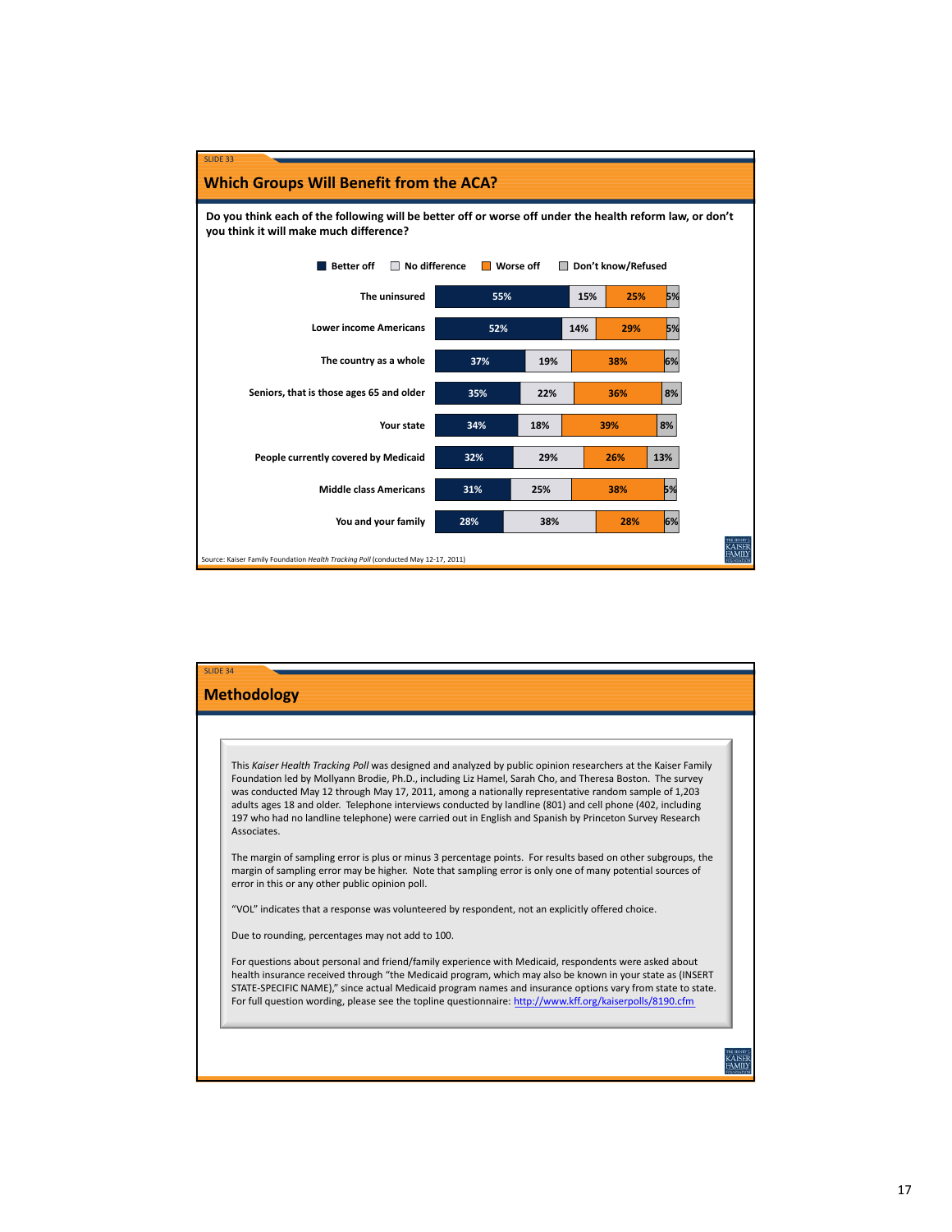SLIDE 33

## Which Groups Will Benefit from the ACA?

**Do you think each of the following will be better off or worse off under the health reform law, or don't you think it will make much difference?**

Better off
No difference
Worse off
Don't know/Refused

The uninsured
55%
15%
25%
5%

Lower income Americans
52%
14%
29%
5%

The country as a whole
37%
19%
38%
6%

Seniors, that is those ages 65 and older
35%
22%
36%
8%

Your state
34%
18%
39%
8%

People currently covered by Medicaid
32%
29%
26%
13%

Middle class Americans
31%
25%
38%
5%

You and your family
28%
38%
28%
6%

Source: Kaiser Family Foundation *Health Tracking Poll* (conducted May 12-17, 2011)

SLIDE 34

## Methodology

This *Kaiser Health Tracking Poll* was designed and analyzed by public opinion researchers at the Kaiser Family Foundation led by Mollyann Brodie, Ph.D., including Liz Hamel, Sarah Cho, and Theresa Boston. The survey was conducted May 12 through May 17, 2011, among a nationally representative random sample of 1,203 adults ages 18 and older. Telephone interviews conducted by landline (801) and cell phone (402, including 197 who had no landline telephone) were carried out in English and Spanish by Princeton Survey Research Associates.

The margin of sampling error is plus or minus 3 percentage points. For results based on other subgroups, the margin of sampling error may be higher. Note that sampling error is only one of many potential sources of error in this or any other public opinion poll.

"VOL" indicates that a response was volunteered by respondent, not an explicitly offered choice.

Due to rounding, percentages may not add to 100.

For questions about personal and friend/family experience with Medicaid, respondents were asked about health insurance received through "the Medicaid program, which may also be known in your state as (INSERT STATE-SPECIFIC NAME)," since actual Medicaid program names and insurance options vary from state to state. For full question wording, please see the topline questionnaire: http://www.kff.org/kaiserpolls/8190.cfm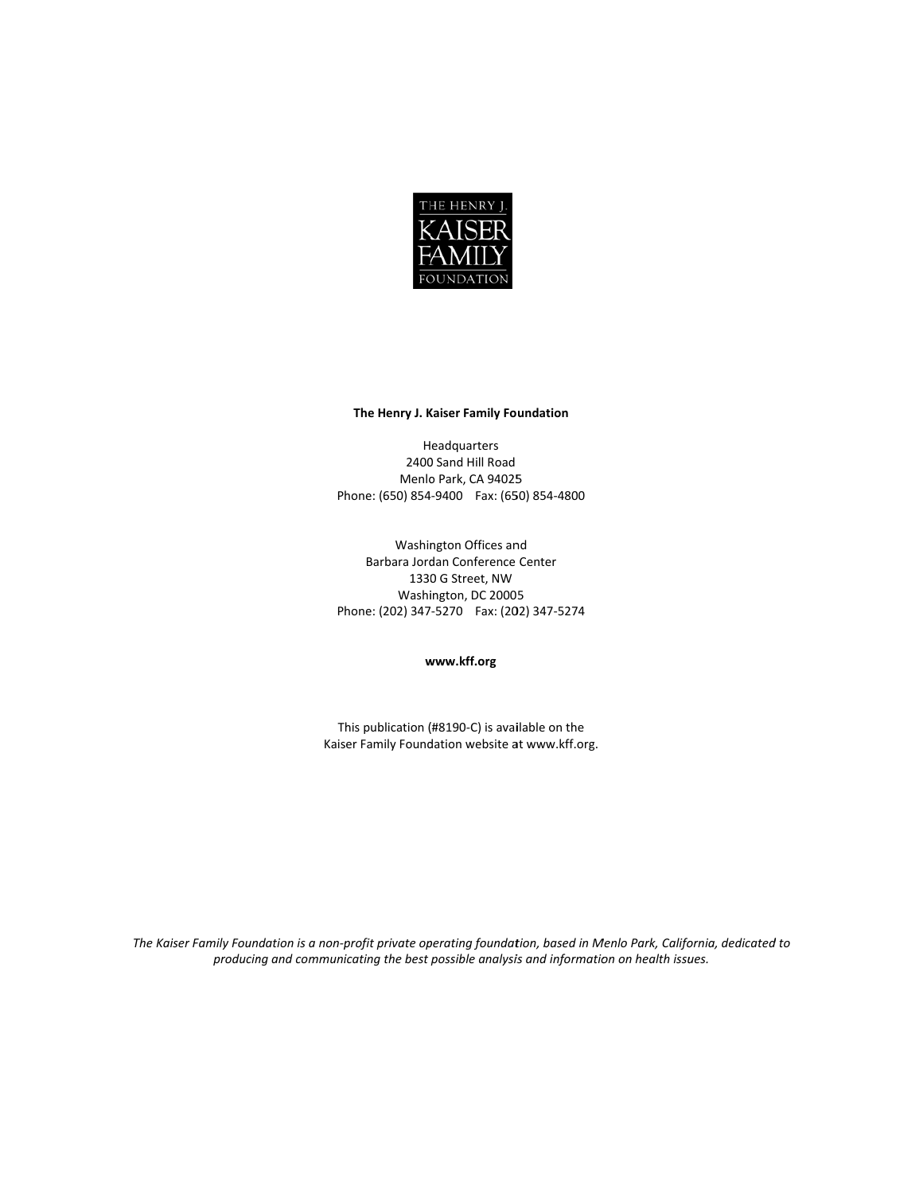THE HENRY J. KAISER FAMILY FOUNDATION

**The Henry J. Kaiser Family Foundation**

Headquarters
2400 Sand Hill Road
Menlo Park, CA 94025
Phone: (650) 854-9400 Fax: (650) 854-4800

Washington Offices and
Barbara Jordan Conference Center
1330 G Street, NW
Washington, DC 20005
Phone: (202) 347-5270 Fax: (202) 347-5274

**www.kff.org**

This publication (#8190-C) is available on the
Kaiser Family Foundation website at www.kff.org.

*The Kaiser Family Foundation is a non-profit private operating foundation, based in Menlo Park, California, dedicated to producing and communicating the best possible analysis and information on health issues.*